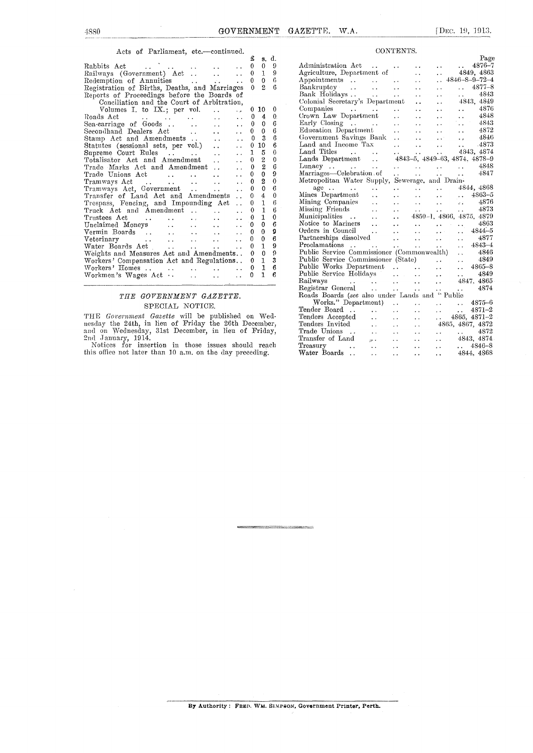Acts of Parliament, etc.—continued.

| | £ | s. | d. |
|---|---|---|---|
| Rabbits Act | 0 | 0 | 9 |
| Railways (Government) Act | 0 | 1 | 9 |
| Redemption of Annuities | 0 | 0 | 6 |
| Registration of Births, Deaths, and Marriages | 0 | 2 | 6 |
| Reports of Proceedings before the Boards of Conciliation and the Court of Arbitration, Volumes I. to IX.; per vol. | 0 | 10 | 0 |
| Roads Act | 0 | 4 | 0 |
| Sea-carriage of Goods | 0 | 0 | 6 |
| Secondhand Dealers Act | 0 | 0 | 6 |
| Stamp Act and Amendments | 0 | 3 | 6 |
| Statutes (sessional sets, per vol.) | 0 | 10 | 6 |
| Supreme Court Rules | 1 | 5 | 0 |
| Totalisator Act and Amendment | 0 | 2 | 0 |
| Trade Marks Act and Amendment | 0 | 2 | 6 |
| Trade Unions Act | 0 | 0 | 9 |
| Tramways Act | 0 | 2 | 0 |
| Tramways Act, Government | 0 | 0 | 6 |
| Transfer of Land Act and Amendments | 0 | 4 | 0 |
| Trespass, Fencing, and Impounding Act | 0 | 1 | 6 |
| Truck Act and Amendment | 0 | 1 | 6 |
| Trustees Act | 0 | 1 | 0 |
| Unclaimed Moneys | 0 | 0 | 6 |
| Vermin Boards | 0 | 0 | 9 |
| Veterinary | 0 | 0 | 6 |
| Water Boards Act | 0 | 1 | 9 |
| Weights and Measures Act and Amendments | 0 | 0 | 9 |
| Workers' Compensation Act and Regulations | 0 | 1 | 3 |
| Workers' Homes | 0 | 1 | 6 |
| Workmen's Wages Act | 0 | 1 | 6 |

## *THE GOVERNMENT GAZETTE.*

### SPECIAL NOTICE.

THE *Government Gazette* will be published on Wednesday the 24th, in lieu of Friday the 26th December, and on Wednesday, 31st December, in lieu of Friday, 2nd January, 1914.

Notices for insertion in those issues should reach this office not later than 10 a.m. on the day preceding.

## CONTENTS.

| | Page |
|---|---|
| Administration Act | 4876–7 |
| Agriculture, Department of | 4849, 4863 |
| Appointments | 4846–8–9–72–4 |
| Bankruptcy | 4877–8 |
| Bank Holidays | 4843 |
| Colonial Secretary's Department | 4843, 4849 |
| Companies | 4876 |
| Crown Law Department | 4848 |
| Early Closing | 4843 |
| Education Department | 4872 |
| Government Savings Bank | 4846 |
| Land and Income Tax | 4873 |
| Land Titles | 4843, 4874 |
| Lands Department | 4843–5, 4849–63, 4874, 4878–9 |
| Lunacy | 4848 |
| Marriages—Celebration of | 4847 |
| Metropolitan Water Supply, Sewerage, and Drainage | 4844, 4868 |
| Mines Department | 4863–5 |
| Mining Companies | 4876 |
| Missing Friends | 4873 |
| Municipalities | 4850–1, 4866, 4875, 4879 |
| Notice to Mariners | 4863 |
| Orders in Council | 4844–5 |
| Partnerships dissolved | 4877 |
| Proclamations | 4843–4 |
| Public Service Commissioner (Commonwealth) | 4846 |
| Public Service Commissioner (State) | 4849 |
| Public Works Department | 4865–8 |
| Public Service Holidays | 4849 |
| Railways | 4847, 4865 |
| Registrar General | 4874 |
| Roads Boards (*see* also under Lands and "Public Works." Department) | 4875–6 |
| Tender Board | 4871–2 |
| Tenders Accepted | 4865, 4871–2 |
| Tenders Invited | 4865, 4867, 4872 |
| Trade Unions | 4872 |
| Transfer of Land | 4843, 4874 |
| Treasury | 4846–8 |
| Water Boards | 4844, 4868 |

By Authority: FRED. WM. SIMPSON, Government Printer, Perth.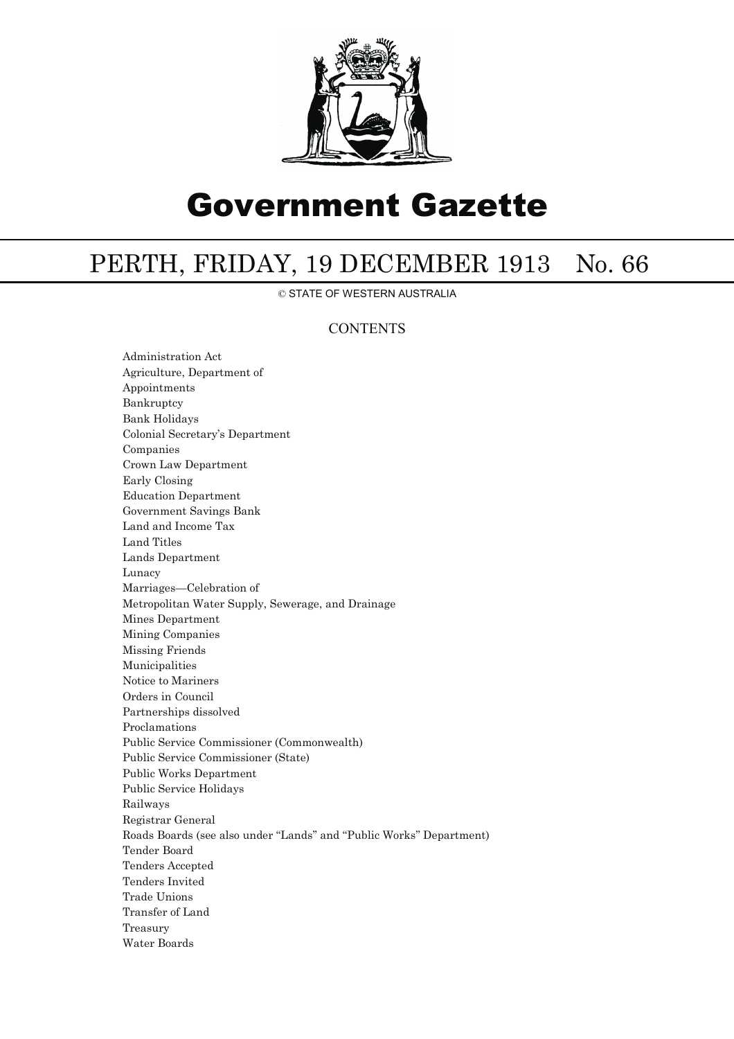# Government Gazette

## PERTH, FRIDAY, 19 DECEMBER 1913 No. 66

© STATE OF WESTERN AUSTRALIA

### CONTENTS

Administration Act
Agriculture, Department of
Appointments
Bankruptcy
Bank Holidays
Colonial Secretary's Department
Companies
Crown Law Department
Early Closing
Education Department
Government Savings Bank
Land and Income Tax
Land Titles
Lands Department
Lunacy
Marriages—Celebration of
Metropolitan Water Supply, Sewerage, and Drainage
Mines Department
Mining Companies
Missing Friends
Municipalities
Notice to Mariners
Orders in Council
Partnerships dissolved
Proclamations
Public Service Commissioner (Commonwealth)
Public Service Commissioner (State)
Public Works Department
Public Service Holidays
Railways
Registrar General
Roads Boards (see also under "Lands" and "Public Works" Department)
Tender Board
Tenders Accepted
Tenders Invited
Trade Unions
Transfer of Land
Treasury
Water Boards